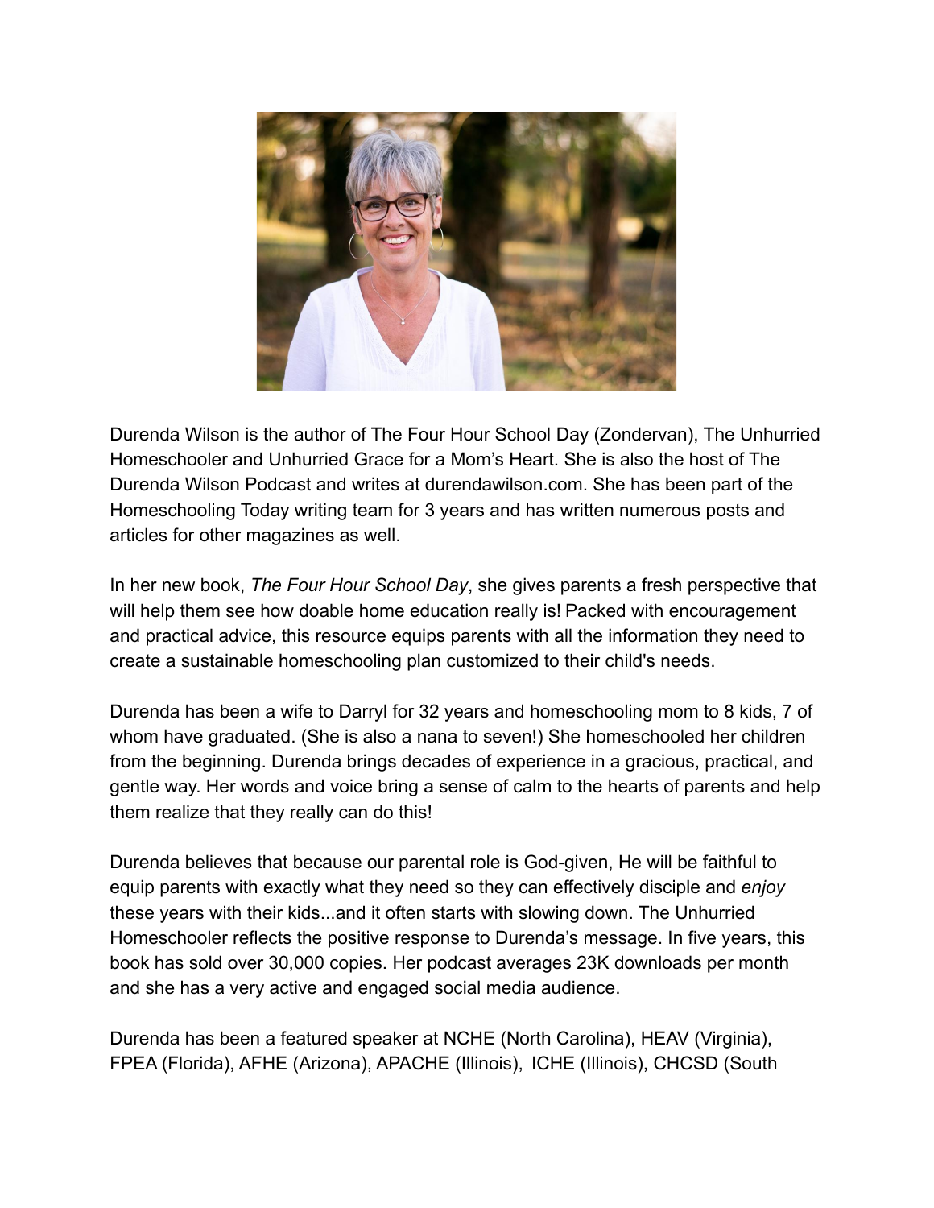Durenda Wilson is the author of The Four Hour School Day (Zondervan), The Unhurried Homeschooler and Unhurried Grace for a Mom's Heart. She is also the host of The Durenda Wilson Podcast and writes at durendawilson.com. She has been part of the Homeschooling Today writing team for 3 years and has written numerous posts and articles for other magazines as well.

In her new book, *The Four Hour School Day*, she gives parents a fresh perspective that will help them see how doable home education really is! Packed with encouragement and practical advice, this resource equips parents with all the information they need to create a sustainable homeschooling plan customized to their child's needs.

Durenda has been a wife to Darryl for 32 years and homeschooling mom to 8 kids, 7 of whom have graduated. (She is also a nana to seven!) She homeschooled her children from the beginning. Durenda brings decades of experience in a gracious, practical, and gentle way. Her words and voice bring a sense of calm to the hearts of parents and help them realize that they really can do this!

Durenda believes that because our parental role is God-given, He will be faithful to equip parents with exactly what they need so they can effectively disciple and *enjoy* these years with their kids...and it often starts with slowing down. The Unhurried Homeschooler reflects the positive response to Durenda's message. In five years, this book has sold over 30,000 copies. Her podcast averages 23K downloads per month and she has a very active and engaged social media audience.

Durenda has been a featured speaker at NCHE (North Carolina), HEAV (Virginia), FPEA (Florida), AFHE (Arizona), APACHE (Illinois), ICHE (Illinois), CHCSD (South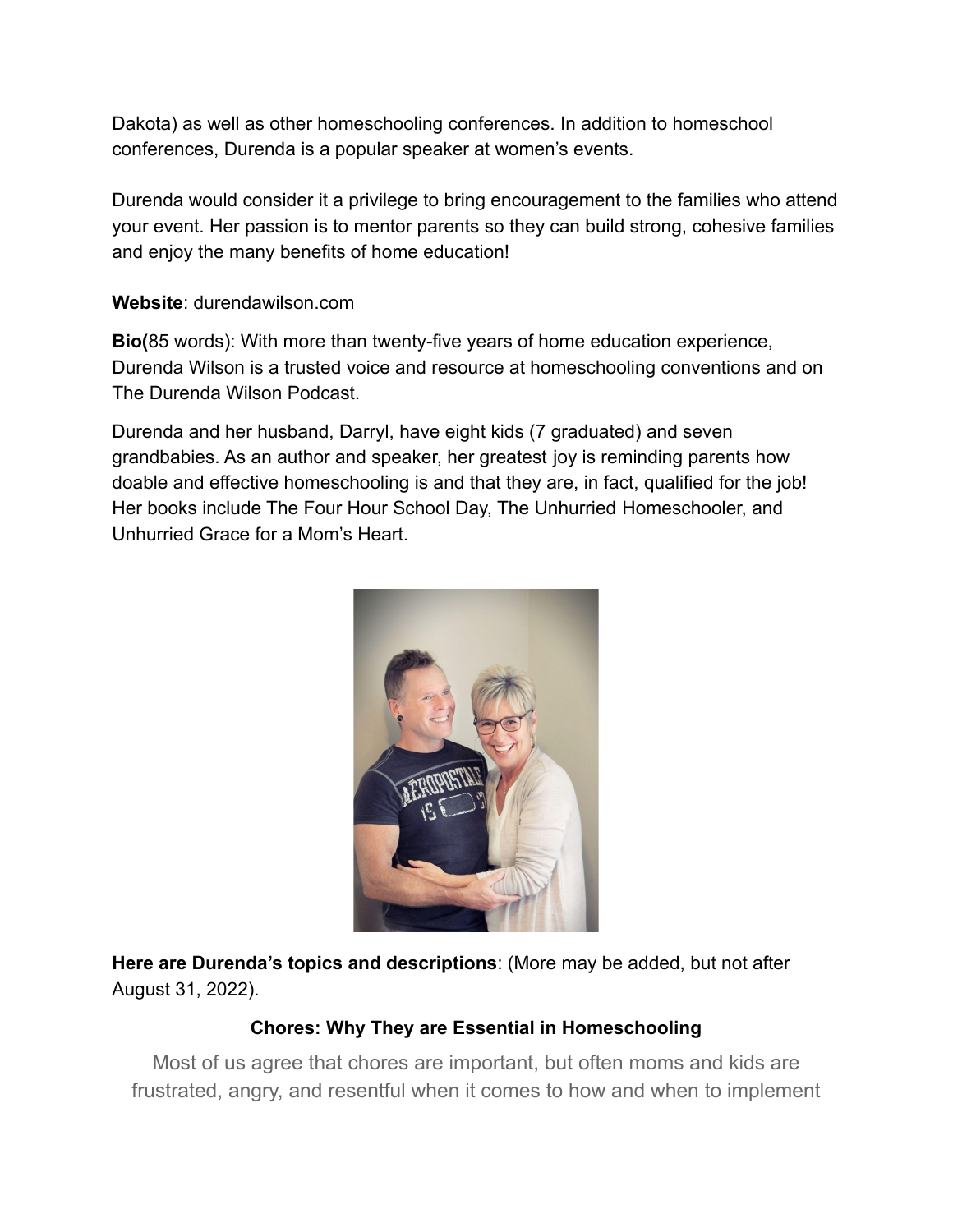Dakota) as well as other homeschooling conferences. In addition to homeschool conferences, Durenda is a popular speaker at women's events.

Durenda would consider it a privilege to bring encouragement to the families who attend your event. Her passion is to mentor parents so they can build strong, cohesive families and enjoy the many benefits of home education!

**Website**: durendawilson.com

**Bio(**85 words): With more than twenty-five years of home education experience, Durenda Wilson is a trusted voice and resource at homeschooling conventions and on The Durenda Wilson Podcast.

Durenda and her husband, Darryl, have eight kids (7 graduated) and seven grandbabies. As an author and speaker, her greatest joy is reminding parents how doable and effective homeschooling is and that they are, in fact, qualified for the job! Her books include The Four Hour School Day, The Unhurried Homeschooler, and Unhurried Grace for a Mom's Heart.

**Here are Durenda's topics and descriptions**: (More may be added, but not after August 31, 2022).

### Chores: Why They are Essential in Homeschooling

Most of us agree that chores are important, but often moms and kids are frustrated, angry, and resentful when it comes to how and when to implement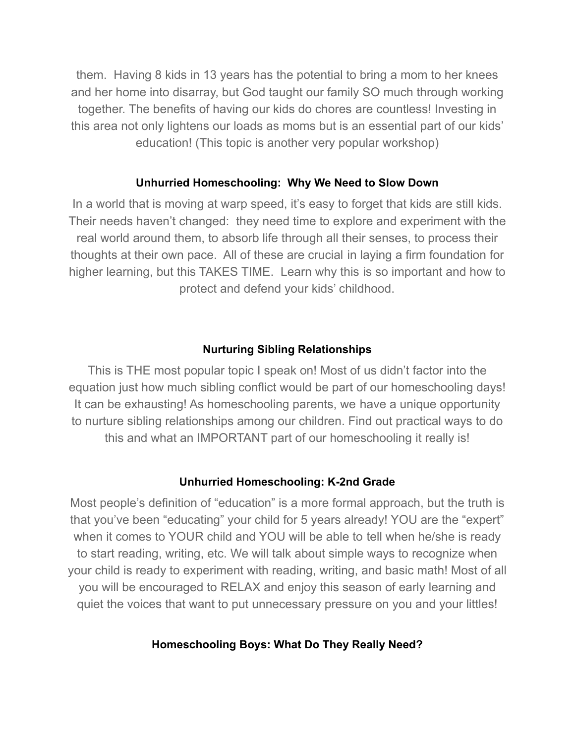them. Having 8 kids in 13 years has the potential to bring a mom to her knees and her home into disarray, but God taught our family SO much through working together. The benefits of having our kids do chores are countless! Investing in this area not only lightens our loads as moms but is an essential part of our kids' education! (This topic is another very popular workshop)

**Unhurried Homeschooling: Why We Need to Slow Down**

In a world that is moving at warp speed, it's easy to forget that kids are still kids. Their needs haven't changed: they need time to explore and experiment with the real world around them, to absorb life through all their senses, to process their thoughts at their own pace. All of these are crucial in laying a firm foundation for higher learning, but this TAKES TIME. Learn why this is so important and how to protect and defend your kids' childhood.

**Nurturing Sibling Relationships**

This is THE most popular topic I speak on! Most of us didn't factor into the equation just how much sibling conflict would be part of our homeschooling days! It can be exhausting! As homeschooling parents, we have a unique opportunity to nurture sibling relationships among our children. Find out practical ways to do this and what an IMPORTANT part of our homeschooling it really is!

**Unhurried Homeschooling: K-2nd Grade**

Most people's definition of "education" is a more formal approach, but the truth is that you've been "educating" your child for 5 years already! YOU are the "expert" when it comes to YOUR child and YOU will be able to tell when he/she is ready to start reading, writing, etc. We will talk about simple ways to recognize when your child is ready to experiment with reading, writing, and basic math! Most of all you will be encouraged to RELAX and enjoy this season of early learning and quiet the voices that want to put unnecessary pressure on you and your littles!

**Homeschooling Boys: What Do They Really Need?**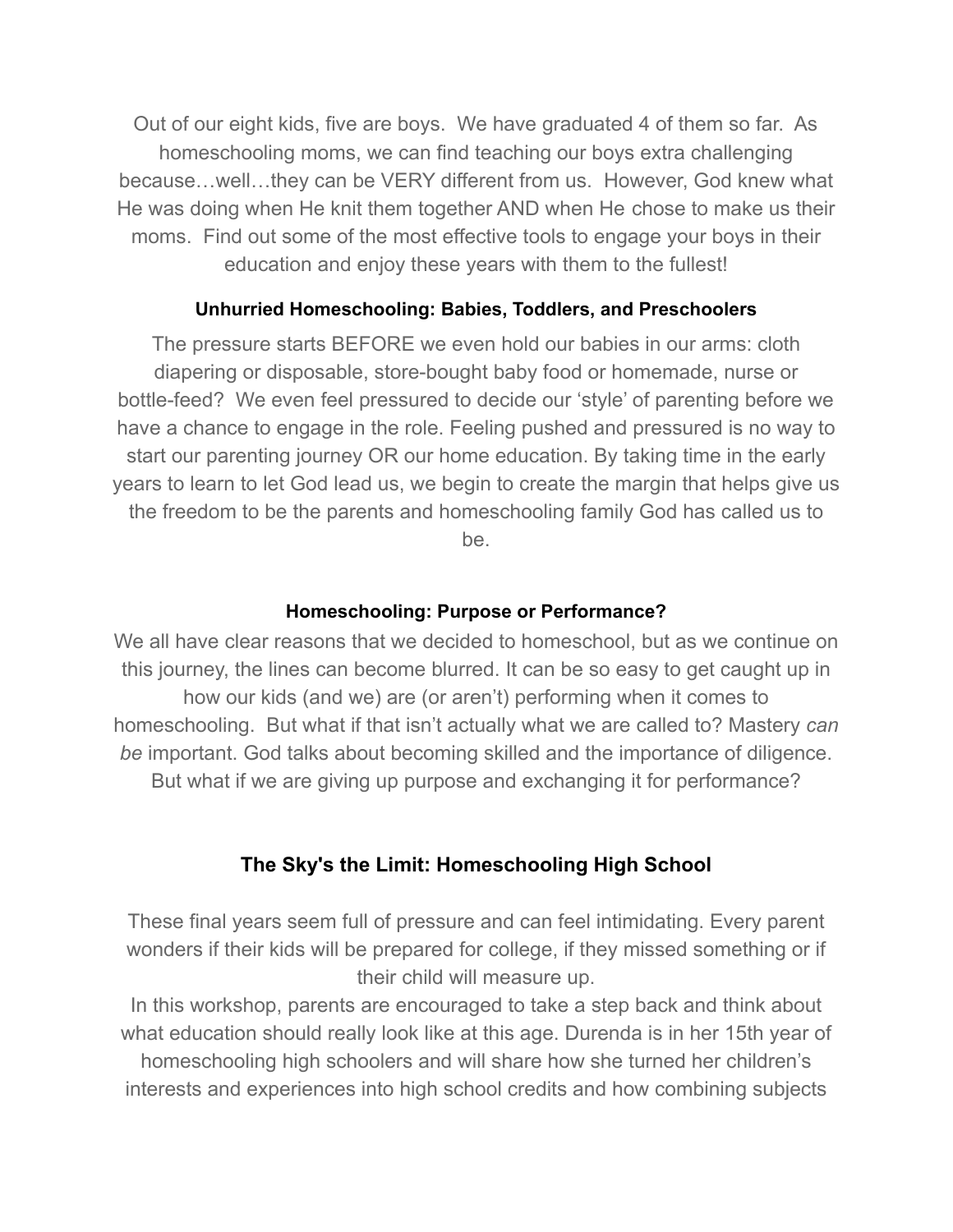Out of our eight kids, five are boys. We have graduated 4 of them so far. As homeschooling moms, we can find teaching our boys extra challenging because…well…they can be VERY different from us. However, God knew what He was doing when He knit them together AND when He chose to make us their moms. Find out some of the most effective tools to engage your boys in their education and enjoy these years with them to the fullest!

### Unhurried Homeschooling: Babies, Toddlers, and Preschoolers

The pressure starts BEFORE we even hold our babies in our arms: cloth diapering or disposable, store-bought baby food or homemade, nurse or bottle-feed? We even feel pressured to decide our 'style' of parenting before we have a chance to engage in the role. Feeling pushed and pressured is no way to start our parenting journey OR our home education. By taking time in the early years to learn to let God lead us, we begin to create the margin that helps give us the freedom to be the parents and homeschooling family God has called us to be.

### Homeschooling: Purpose or Performance?

We all have clear reasons that we decided to homeschool, but as we continue on this journey, the lines can become blurred. It can be so easy to get caught up in how our kids (and we) are (or aren't) performing when it comes to homeschooling. But what if that isn't actually what we are called to? Mastery *can be* important. God talks about becoming skilled and the importance of diligence. But what if we are giving up purpose and exchanging it for performance?

## The Sky's the Limit: Homeschooling High School

These final years seem full of pressure and can feel intimidating. Every parent wonders if their kids will be prepared for college, if they missed something or if their child will measure up.

In this workshop, parents are encouraged to take a step back and think about what education should really look like at this age. Durenda is in her 15th year of homeschooling high schoolers and will share how she turned her children's interests and experiences into high school credits and how combining subjects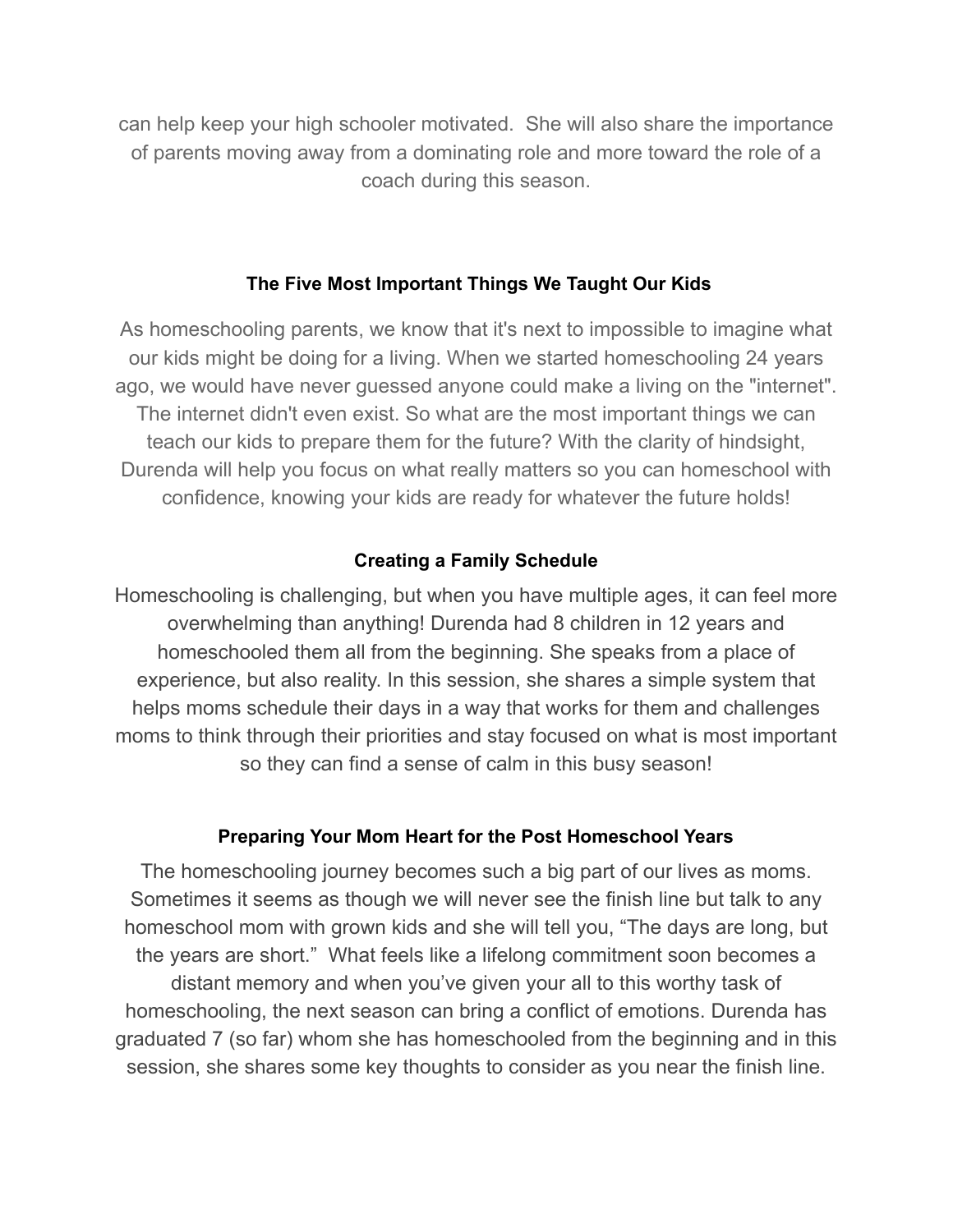can help keep your high schooler motivated. She will also share the importance of parents moving away from a dominating role and more toward the role of a coach during this season.

### The Five Most Important Things We Taught Our Kids

As homeschooling parents, we know that it's next to impossible to imagine what our kids might be doing for a living. When we started homeschooling 24 years ago, we would have never guessed anyone could make a living on the "internet". The internet didn't even exist. So what are the most important things we can teach our kids to prepare them for the future? With the clarity of hindsight, Durenda will help you focus on what really matters so you can homeschool with confidence, knowing your kids are ready for whatever the future holds!

### Creating a Family Schedule

Homeschooling is challenging, but when you have multiple ages, it can feel more overwhelming than anything! Durenda had 8 children in 12 years and homeschooled them all from the beginning. She speaks from a place of experience, but also reality. In this session, she shares a simple system that helps moms schedule their days in a way that works for them and challenges moms to think through their priorities and stay focused on what is most important so they can find a sense of calm in this busy season!

### Preparing Your Mom Heart for the Post Homeschool Years

The homeschooling journey becomes such a big part of our lives as moms. Sometimes it seems as though we will never see the finish line but talk to any homeschool mom with grown kids and she will tell you, "The days are long, but the years are short." What feels like a lifelong commitment soon becomes a distant memory and when you've given your all to this worthy task of homeschooling, the next season can bring a conflict of emotions. Durenda has graduated 7 (so far) whom she has homeschooled from the beginning and in this session, she shares some key thoughts to consider as you near the finish line.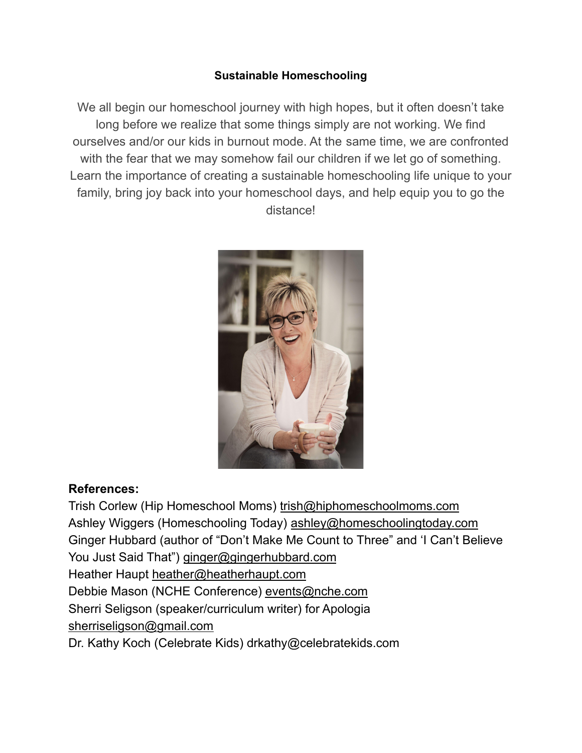**Sustainable Homeschooling**

We all begin our homeschool journey with high hopes, but it often doesn't take long before we realize that some things simply are not working. We find ourselves and/or our kids in burnout mode. At the same time, we are confronted with the fear that we may somehow fail our children if we let go of something. Learn the importance of creating a sustainable homeschooling life unique to your family, bring joy back into your homeschool days, and help equip you to go the distance!

**References:**

Trish Corlew (Hip Homeschool Moms) trish@hiphomeschoolmoms.com
Ashley Wiggers (Homeschooling Today) ashley@homeschoolingtoday.com
Ginger Hubbard (author of "Don't Make Me Count to Three" and 'I Can't Believe You Just Said That") ginger@gingerhubbard.com
Heather Haupt heather@heatherhaupt.com
Debbie Mason (NCHE Conference) events@nche.com
Sherri Seligson (speaker/curriculum writer) for Apologia sherriseligson@gmail.com
Dr. Kathy Koch (Celebrate Kids) drkathy@celebratekids.com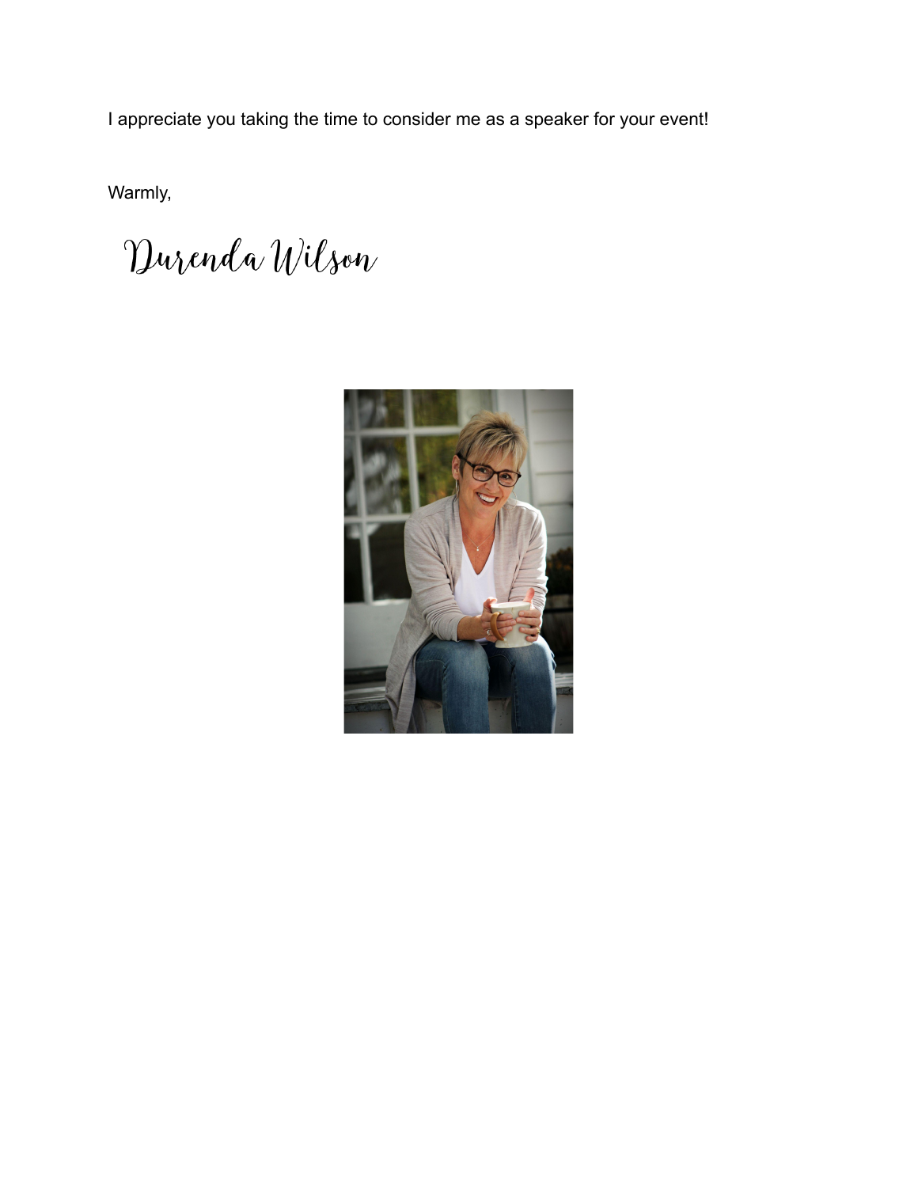I appreciate you taking the time to consider me as a speaker for your event!

Warmly,

Durenda Wilson